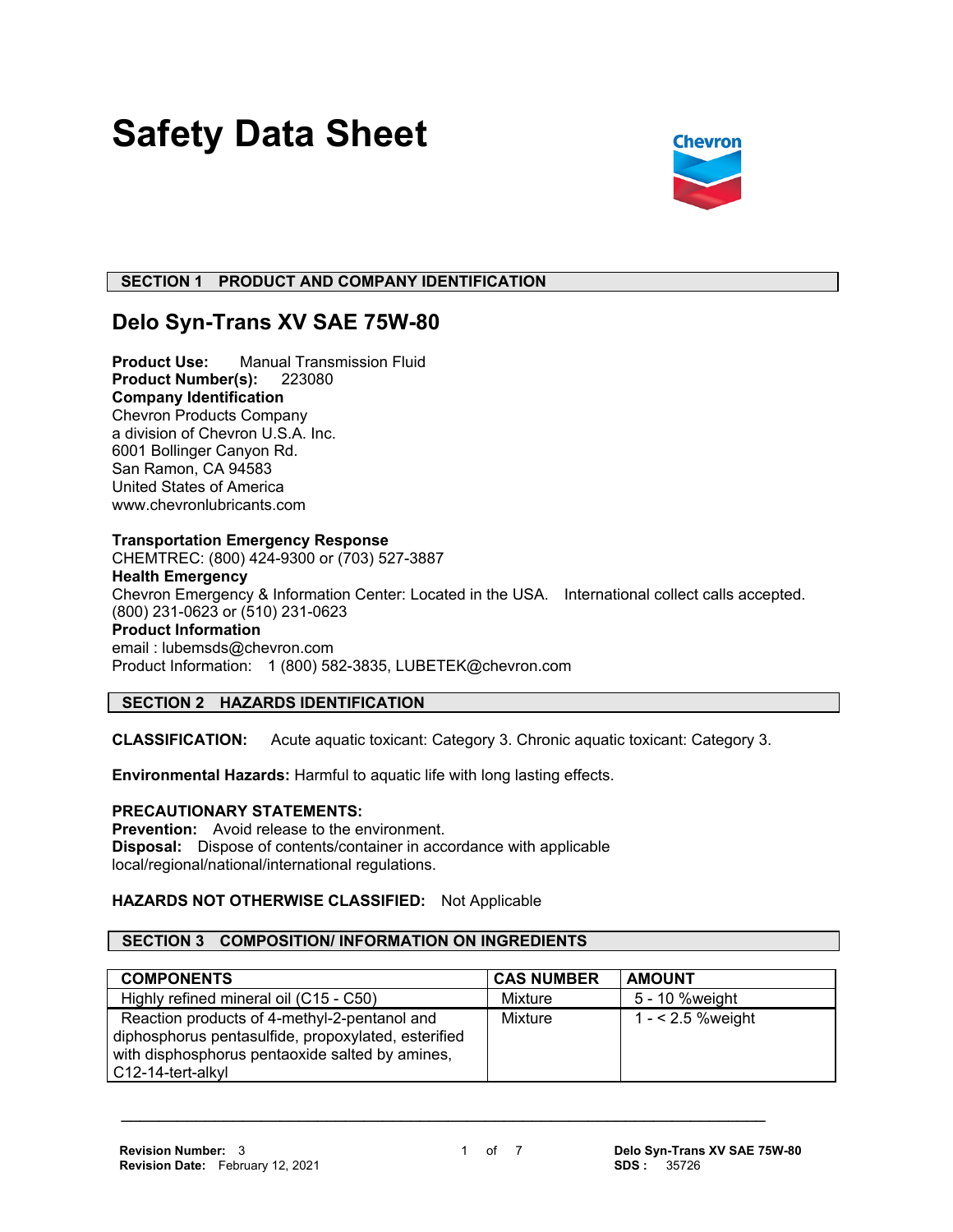# Safety Data Sheet

## SECTION 1 PRODUCT AND COMPANY IDENTIFICATION

### Delo Syn-Trans XV SAE 75W-80

**Product Use:** Manual Transmission Fluid
**Product Number(s):** 223080
**Company Identification**
Chevron Products Company
a division of Chevron U.S.A. Inc.
6001 Bollinger Canyon Rd.
San Ramon, CA 94583
United States of America
www.chevronlubricants.com

**Transportation Emergency Response**
CHEMTREC: (800) 424-9300 or (703) 527-3887
**Health Emergency**
Chevron Emergency & Information Center: Located in the USA. International collect calls accepted.
(800) 231-0623 or (510) 231-0623
**Product Information**
email : lubemsds@chevron.com
Product Information: 1 (800) 582-3835, LUBETEK@chevron.com

## SECTION 2 HAZARDS IDENTIFICATION

**CLASSIFICATION:** Acute aquatic toxicant: Category 3. Chronic aquatic toxicant: Category 3.

**Environmental Hazards:** Harmful to aquatic life with long lasting effects.

**PRECAUTIONARY STATEMENTS:**
**Prevention:** Avoid release to the environment.
**Disposal:** Dispose of contents/container in accordance with applicable local/regional/national/international regulations.

**HAZARDS NOT OTHERWISE CLASSIFIED:** Not Applicable

## SECTION 3 COMPOSITION/ INFORMATION ON INGREDIENTS

| COMPONENTS | CAS NUMBER | AMOUNT |
|---|---|---|
| Highly refined mineral oil (C15 - C50) | Mixture | 5 - 10 %weight |
| Reaction products of 4-methyl-2-pentanol and diphosphorus pentasulfide, propoxylated, esterified with disphosphorus pentaoxide salted by amines, C12-14-tert-alkyl | Mixture | 1 - < 2.5 %weight |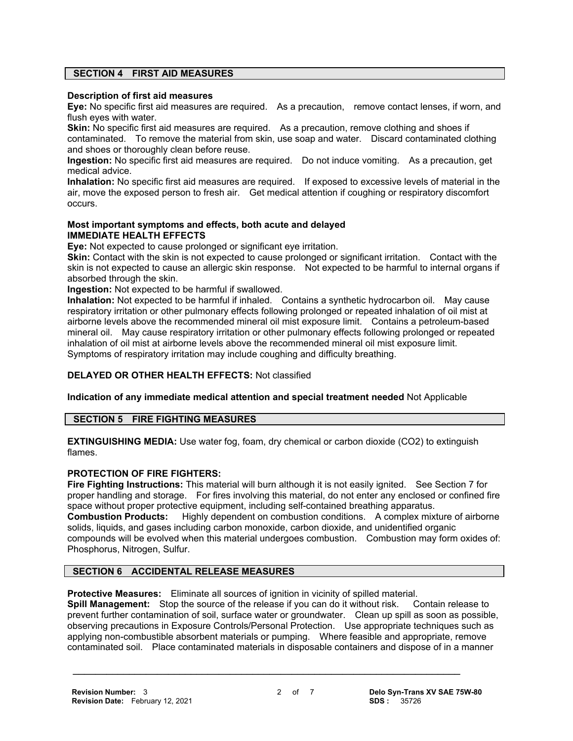## SECTION 4 FIRST AID MEASURES

**Description of first aid measures**

**Eye:** No specific first aid measures are required. As a precaution, remove contact lenses, if worn, and flush eyes with water.

**Skin:** No specific first aid measures are required. As a precaution, remove clothing and shoes if contaminated. To remove the material from skin, use soap and water. Discard contaminated clothing and shoes or thoroughly clean before reuse.

**Ingestion:** No specific first aid measures are required. Do not induce vomiting. As a precaution, get medical advice.

**Inhalation:** No specific first aid measures are required. If exposed to excessive levels of material in the air, move the exposed person to fresh air. Get medical attention if coughing or respiratory discomfort occurs.

**Most important symptoms and effects, both acute and delayed**

**IMMEDIATE HEALTH EFFECTS**

**Eye:** Not expected to cause prolonged or significant eye irritation.

**Skin:** Contact with the skin is not expected to cause prolonged or significant irritation. Contact with the skin is not expected to cause an allergic skin response. Not expected to be harmful to internal organs if absorbed through the skin.

**Ingestion:** Not expected to be harmful if swallowed.

**Inhalation:** Not expected to be harmful if inhaled. Contains a synthetic hydrocarbon oil. May cause respiratory irritation or other pulmonary effects following prolonged or repeated inhalation of oil mist at airborne levels above the recommended mineral oil mist exposure limit. Contains a petroleum-based mineral oil. May cause respiratory irritation or other pulmonary effects following prolonged or repeated inhalation of oil mist at airborne levels above the recommended mineral oil mist exposure limit. Symptoms of respiratory irritation may include coughing and difficulty breathing.

**DELAYED OR OTHER HEALTH EFFECTS:** Not classified

**Indication of any immediate medical attention and special treatment needed** Not Applicable

## SECTION 5 FIRE FIGHTING MEASURES

**EXTINGUISHING MEDIA:** Use water fog, foam, dry chemical or carbon dioxide ($CO_2$) to extinguish flames.

**PROTECTION OF FIRE FIGHTERS:**

**Fire Fighting Instructions:** This material will burn although it is not easily ignited. See Section 7 for proper handling and storage. For fires involving this material, do not enter any enclosed or confined fire space without proper protective equipment, including self-contained breathing apparatus.

**Combustion Products:** Highly dependent on combustion conditions. A complex mixture of airborne solids, liquids, and gases including carbon monoxide, carbon dioxide, and unidentified organic compounds will be evolved when this material undergoes combustion. Combustion may form oxides of: Phosphorus, Nitrogen, Sulfur.

## SECTION 6 ACCIDENTAL RELEASE MEASURES

**Protective Measures:** Eliminate all sources of ignition in vicinity of spilled material.

**Spill Management:** Stop the source of the release if you can do it without risk. Contain release to prevent further contamination of soil, surface water or groundwater. Clean up spill as soon as possible, observing precautions in Exposure Controls/Personal Protection. Use appropriate techniques such as applying non-combustible absorbent materials or pumping. Where feasible and appropriate, remove contaminated soil. Place contaminated materials in disposable containers and dispose of in a manner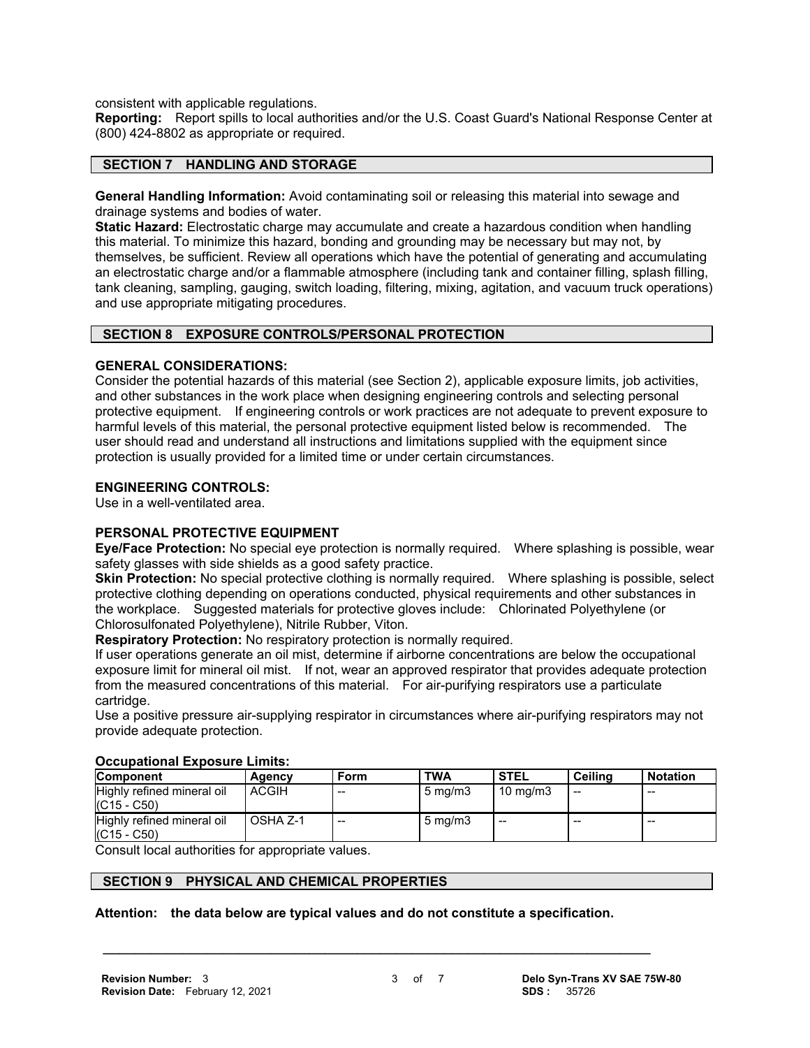consistent with applicable regulations.
**Reporting:** Report spills to local authorities and/or the U.S. Coast Guard's National Response Center at (800) 424-8802 as appropriate or required.

## SECTION 7 HANDLING AND STORAGE

**General Handling Information:** Avoid contaminating soil or releasing this material into sewage and drainage systems and bodies of water.
**Static Hazard:** Electrostatic charge may accumulate and create a hazardous condition when handling this material. To minimize this hazard, bonding and grounding may be necessary but may not, by themselves, be sufficient. Review all operations which have the potential of generating and accumulating an electrostatic charge and/or a flammable atmosphere (including tank and container filling, splash filling, tank cleaning, sampling, gauging, switch loading, filtering, mixing, agitation, and vacuum truck operations) and use appropriate mitigating procedures.

## SECTION 8 EXPOSURE CONTROLS/PERSONAL PROTECTION

### GENERAL CONSIDERATIONS:

Consider the potential hazards of this material (see Section 2), applicable exposure limits, job activities, and other substances in the work place when designing engineering controls and selecting personal protective equipment. If engineering controls or work practices are not adequate to prevent exposure to harmful levels of this material, the personal protective equipment listed below is recommended. The user should read and understand all instructions and limitations supplied with the equipment since protection is usually provided for a limited time or under certain circumstances.

### ENGINEERING CONTROLS:

Use in a well-ventilated area.

### PERSONAL PROTECTIVE EQUIPMENT

**Eye/Face Protection:** No special eye protection is normally required. Where splashing is possible, wear safety glasses with side shields as a good safety practice.
**Skin Protection:** No special protective clothing is normally required. Where splashing is possible, select protective clothing depending on operations conducted, physical requirements and other substances in the workplace. Suggested materials for protective gloves include: Chlorinated Polyethylene (or Chlorosulfonated Polyethylene), Nitrile Rubber, Viton.
**Respiratory Protection:** No respiratory protection is normally required.
If user operations generate an oil mist, determine if airborne concentrations are below the occupational exposure limit for mineral oil mist. If not, wear an approved respirator that provides adequate protection from the measured concentrations of this material. For air-purifying respirators use a particulate cartridge.
Use a positive pressure air-supplying respirator in circumstances where air-purifying respirators may not provide adequate protection.

**Occupational Exposure Limits:**

| Component | Agency | Form | TWA | STEL | Ceiling | Notation |
|---|---|---|---|---|---|---|
| Highly refined mineral oil (C15 - C50) | ACGIH | -- | 5 mg/m3 | 10 mg/m3 | -- | -- |
| Highly refined mineral oil (C15 - C50) | OSHA Z-1 | -- | 5 mg/m3 | -- | -- | -- |

Consult local authorities for appropriate values.

## SECTION 9 PHYSICAL AND CHEMICAL PROPERTIES

**Attention: the data below are typical values and do not constitute a specification.**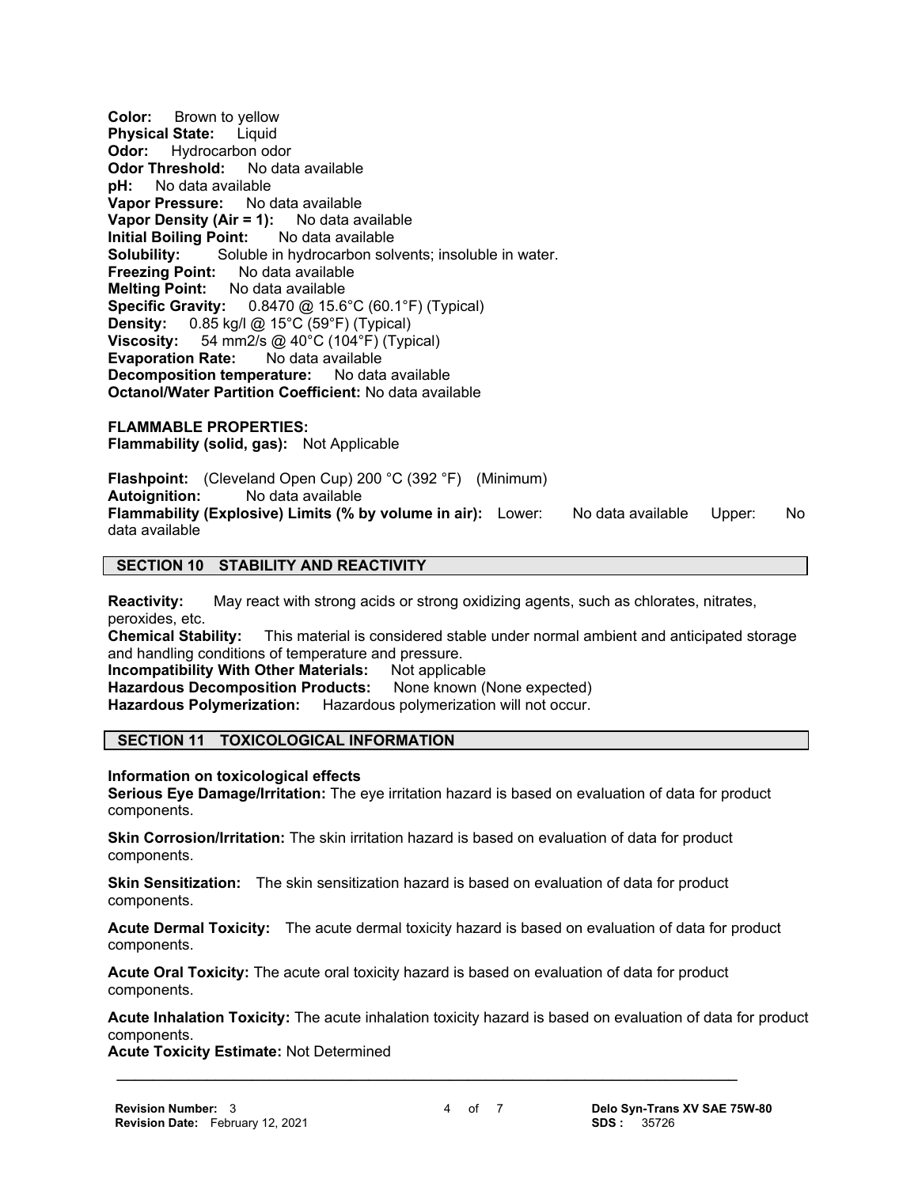**Color:** Brown to yellow
**Physical State:** Liquid
**Odor:** Hydrocarbon odor
**Odor Threshold:** No data available
**pH:** No data available
**Vapor Pressure:** No data available
**Vapor Density (Air = 1):** No data available
**Initial Boiling Point:** No data available
**Solubility:** Soluble in hydrocarbon solvents; insoluble in water.
**Freezing Point:** No data available
**Melting Point:** No data available
**Specific Gravity:** 0.8470 @ 15.6°C (60.1°F) (Typical)
**Density:** 0.85 kg/l @ 15°C (59°F) (Typical)
**Viscosity:** 54 mm2/s @ 40°C (104°F) (Typical)
**Evaporation Rate:** No data available
**Decomposition temperature:** No data available
**Octanol/Water Partition Coefficient:** No data available

**FLAMMABLE PROPERTIES:**
**Flammability (solid, gas):** Not Applicable

**Flashpoint:** (Cleveland Open Cup) 200 °C (392 °F) (Minimum)
**Autoignition:** No data available
**Flammability (Explosive) Limits (% by volume in air):** Lower: No data available Upper: No data available

## SECTION 10 STABILITY AND REACTIVITY

**Reactivity:** May react with strong acids or strong oxidizing agents, such as chlorates, nitrates, peroxides, etc.
**Chemical Stability:** This material is considered stable under normal ambient and anticipated storage and handling conditions of temperature and pressure.
**Incompatibility With Other Materials:** Not applicable
**Hazardous Decomposition Products:** None known (None expected)
**Hazardous Polymerization:** Hazardous polymerization will not occur.

## SECTION 11 TOXICOLOGICAL INFORMATION

**Information on toxicological effects**
**Serious Eye Damage/Irritation:** The eye irritation hazard is based on evaluation of data for product components.

**Skin Corrosion/Irritation:** The skin irritation hazard is based on evaluation of data for product components.

**Skin Sensitization:** The skin sensitization hazard is based on evaluation of data for product components.

**Acute Dermal Toxicity:** The acute dermal toxicity hazard is based on evaluation of data for product components.

**Acute Oral Toxicity:** The acute oral toxicity hazard is based on evaluation of data for product components.

**Acute Inhalation Toxicity:** The acute inhalation toxicity hazard is based on evaluation of data for product components.
**Acute Toxicity Estimate:** Not Determined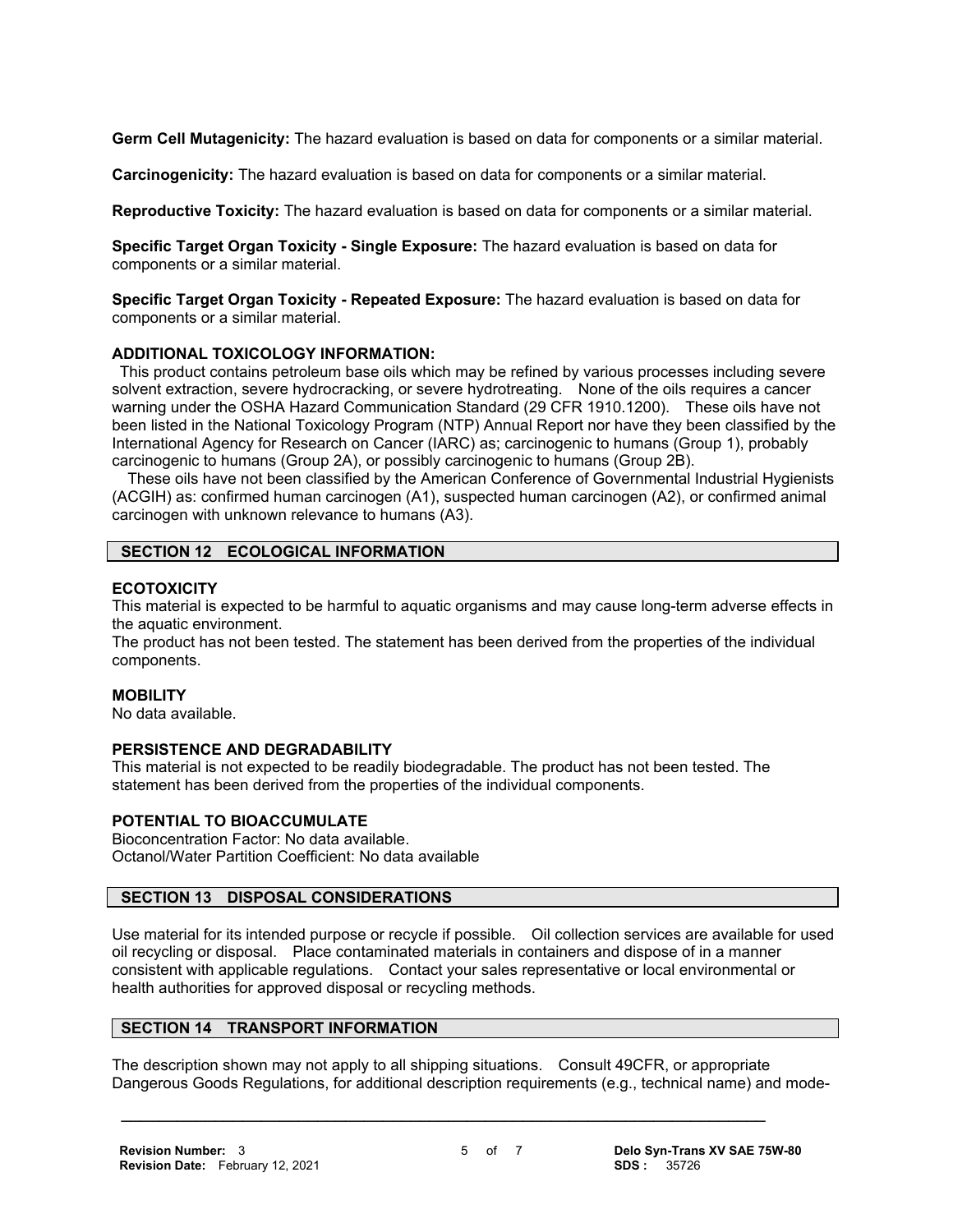**Germ Cell Mutagenicity:** The hazard evaluation is based on data for components or a similar material.

**Carcinogenicity:** The hazard evaluation is based on data for components or a similar material.

**Reproductive Toxicity:** The hazard evaluation is based on data for components or a similar material.

**Specific Target Organ Toxicity - Single Exposure:** The hazard evaluation is based on data for components or a similar material.

**Specific Target Organ Toxicity - Repeated Exposure:** The hazard evaluation is based on data for components or a similar material.

**ADDITIONAL TOXICOLOGY INFORMATION:**

This product contains petroleum base oils which may be refined by various processes including severe solvent extraction, severe hydrocracking, or severe hydrotreating. None of the oils requires a cancer warning under the OSHA Hazard Communication Standard (29 CFR 1910.1200). These oils have not been listed in the National Toxicology Program (NTP) Annual Report nor have they been classified by the International Agency for Research on Cancer (IARC) as; carcinogenic to humans (Group 1), probably carcinogenic to humans (Group 2A), or possibly carcinogenic to humans (Group 2B).

These oils have not been classified by the American Conference of Governmental Industrial Hygienists (ACGIH) as: confirmed human carcinogen (A1), suspected human carcinogen (A2), or confirmed animal carcinogen with unknown relevance to humans (A3).

## SECTION 12 ECOLOGICAL INFORMATION

**ECOTOXICITY**

This material is expected to be harmful to aquatic organisms and may cause long-term adverse effects in the aquatic environment.

The product has not been tested. The statement has been derived from the properties of the individual components.

**MOBILITY**

No data available.

**PERSISTENCE AND DEGRADABILITY**

This material is not expected to be readily biodegradable. The product has not been tested. The statement has been derived from the properties of the individual components.

**POTENTIAL TO BIOACCUMULATE**

Bioconcentration Factor: No data available.
Octanol/Water Partition Coefficient: No data available

## SECTION 13 DISPOSAL CONSIDERATIONS

Use material for its intended purpose or recycle if possible. Oil collection services are available for used oil recycling or disposal. Place contaminated materials in containers and dispose of in a manner consistent with applicable regulations. Contact your sales representative or local environmental or health authorities for approved disposal or recycling methods.

## SECTION 14 TRANSPORT INFORMATION

The description shown may not apply to all shipping situations. Consult 49CFR, or appropriate Dangerous Goods Regulations, for additional description requirements (e.g., technical name) and mode-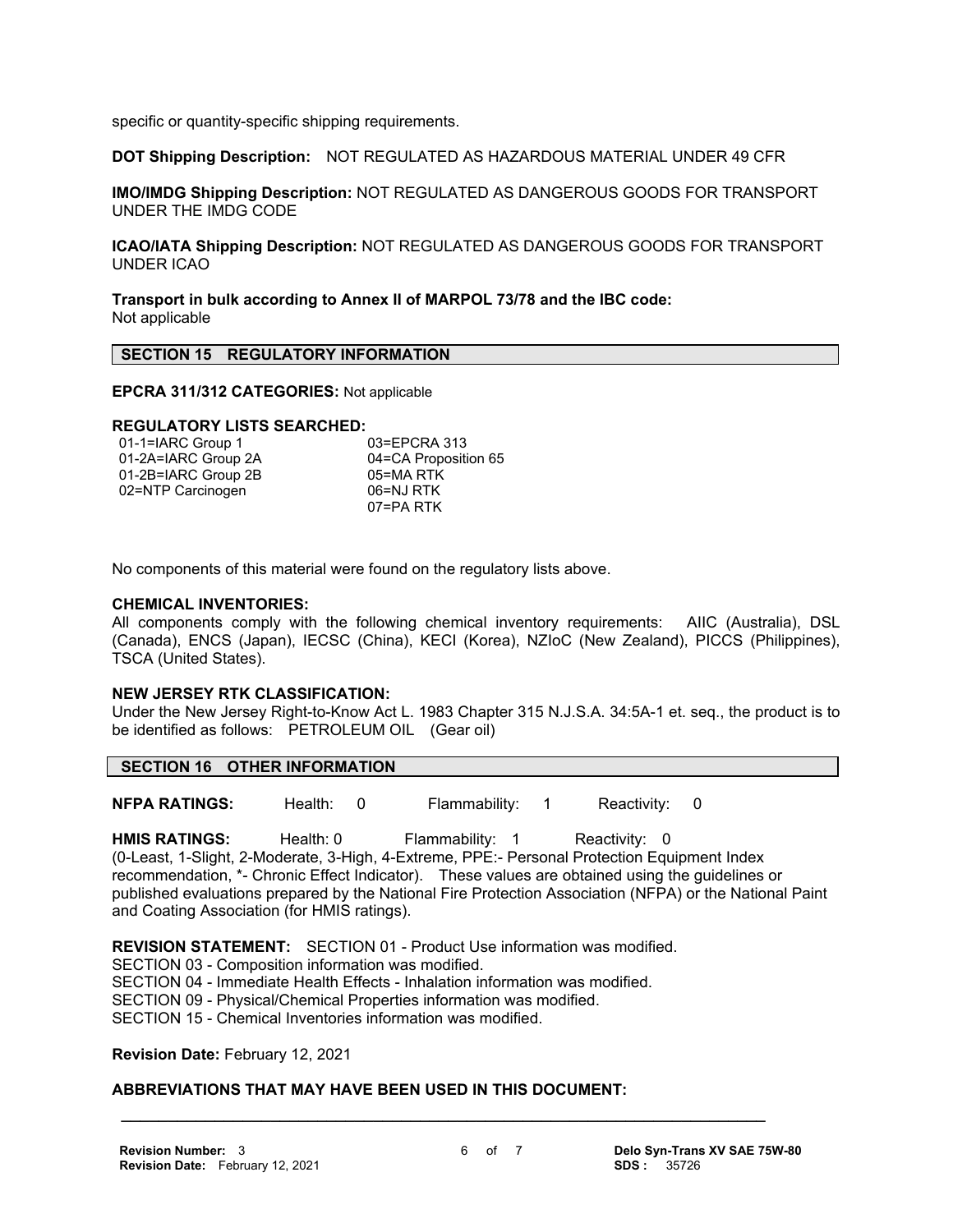specific or quantity-specific shipping requirements.

**DOT Shipping Description:** NOT REGULATED AS HAZARDOUS MATERIAL UNDER 49 CFR

**IMO/IMDG Shipping Description:** NOT REGULATED AS DANGEROUS GOODS FOR TRANSPORT UNDER THE IMDG CODE

**ICAO/IATA Shipping Description:** NOT REGULATED AS DANGEROUS GOODS FOR TRANSPORT UNDER ICAO

**Transport in bulk according to Annex II of MARPOL 73/78 and the IBC code:**
Not applicable

## SECTION 15 REGULATORY INFORMATION

**EPCRA 311/312 CATEGORIES:** Not applicable

**REGULATORY LISTS SEARCHED:**

| | |
|---|---|
| 01-1=IARC Group 1 | 03=EPCRA 313 |
| 01-2A=IARC Group 2A | 04=CA Proposition 65 |
| 01-2B=IARC Group 2B | 05=MA RTK |
| 02=NTP Carcinogen | 06=NJ RTK |
| | 07=PA RTK |

No components of this material were found on the regulatory lists above.

**CHEMICAL INVENTORIES:**
All components comply with the following chemical inventory requirements: AIIC (Australia), DSL (Canada), ENCS (Japan), IECSC (China), KECI (Korea), NZIoC (New Zealand), PICCS (Philippines), TSCA (United States).

**NEW JERSEY RTK CLASSIFICATION:**
Under the New Jersey Right-to-Know Act L. 1983 Chapter 315 N.J.S.A. 34:5A-1 et. seq., the product is to be identified as follows: PETROLEUM OIL (Gear oil)

## SECTION 16 OTHER INFORMATION

**NFPA RATINGS:** Health: 0 Flammability: 1 Reactivity: 0

**HMIS RATINGS:** Health: 0 Flammability: 1 Reactivity: 0
(0-Least, 1-Slight, 2-Moderate, 3-High, 4-Extreme, PPE:- Personal Protection Equipment Index recommendation, *- Chronic Effect Indicator). These values are obtained using the guidelines or published evaluations prepared by the National Fire Protection Association (NFPA) or the National Paint and Coating Association (for HMIS ratings).

**REVISION STATEMENT:** SECTION 01 - Product Use information was modified.
SECTION 03 - Composition information was modified.
SECTION 04 - Immediate Health Effects - Inhalation information was modified.
SECTION 09 - Physical/Chemical Properties information was modified.
SECTION 15 - Chemical Inventories information was modified.

**Revision Date:** February 12, 2021

**ABBREVIATIONS THAT MAY HAVE BEEN USED IN THIS DOCUMENT:**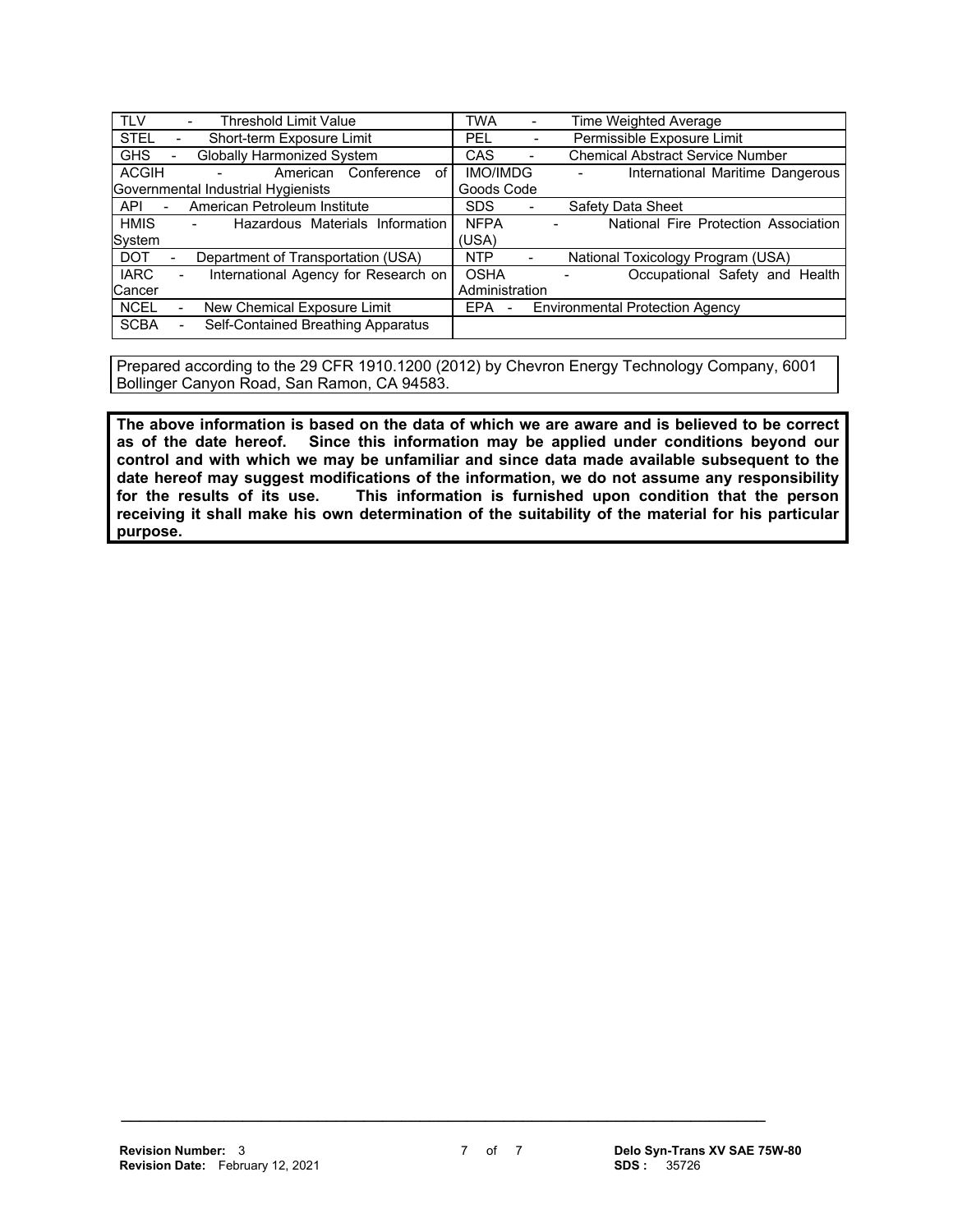| | |
|---|---|
| TLV - Threshold Limit Value | TWA - Time Weighted Average |
| STEL - Short-term Exposure Limit | PEL - Permissible Exposure Limit |
| GHS - Globally Harmonized System | CAS - Chemical Abstract Service Number |
| ACGIH - American Conference of Governmental Industrial Hygienists | IMO/IMDG - International Maritime Dangerous Goods Code |
| API - American Petroleum Institute | SDS - Safety Data Sheet |
| HMIS - Hazardous Materials Information System | NFPA - National Fire Protection Association (USA) |
| DOT - Department of Transportation (USA) | NTP - National Toxicology Program (USA) |
| IARC - International Agency for Research on Cancer | OSHA - Occupational Safety and Health Administration |
| NCEL - New Chemical Exposure Limit | EPA - Environmental Protection Agency |
| SCBA - Self-Contained Breathing Apparatus | |

Prepared according to the 29 CFR 1910.1200 (2012) by Chevron Energy Technology Company, 6001 Bollinger Canyon Road, San Ramon, CA 94583.

**The above information is based on the data of which we are aware and is believed to be correct as of the date hereof. Since this information may be applied under conditions beyond our control and with which we may be unfamiliar and since data made available subsequent to the date hereof may suggest modifications of the information, we do not assume any responsibility for the results of its use. This information is furnished upon condition that the person receiving it shall make his own determination of the suitability of the material for his particular purpose.**